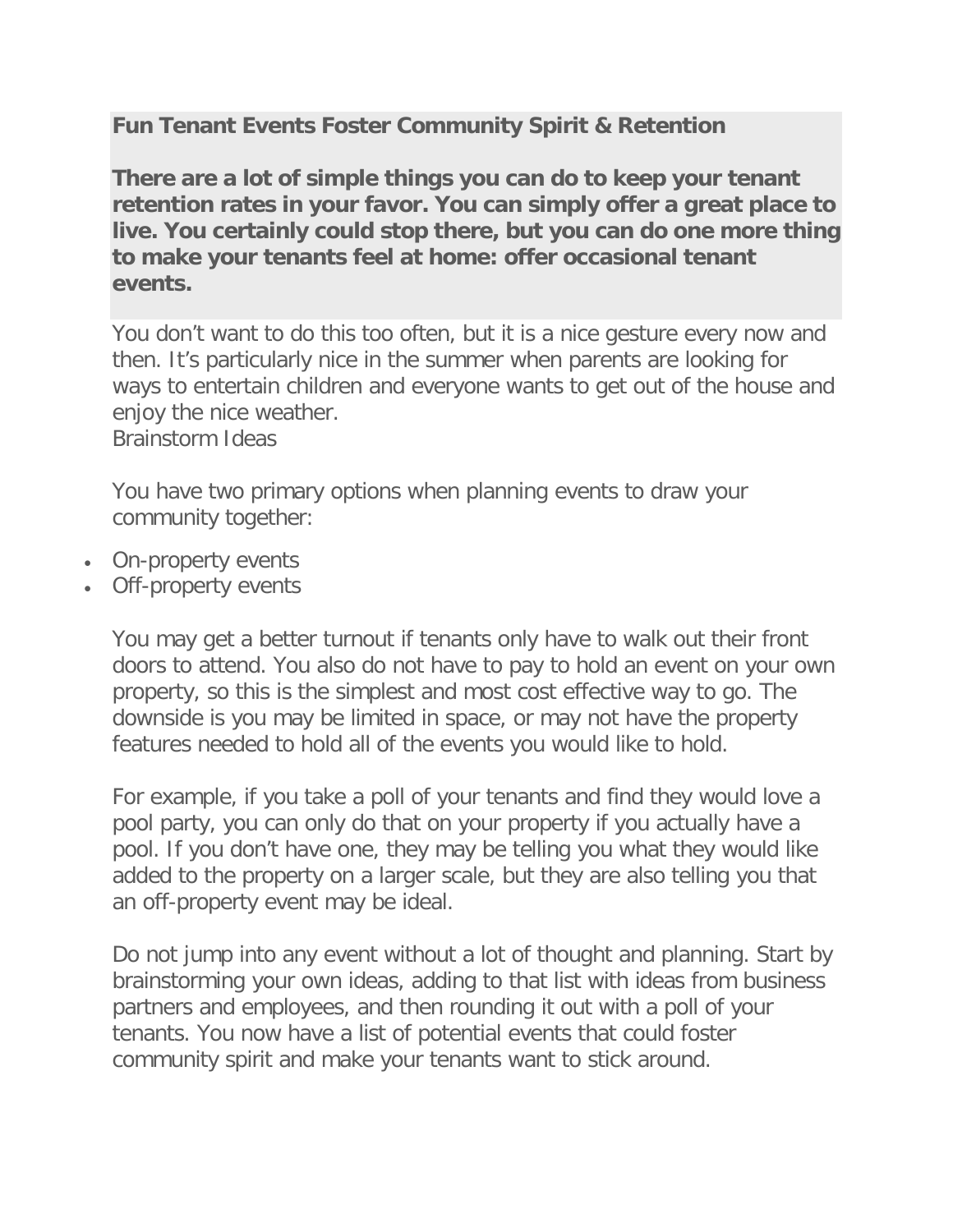**Fun Tenant Events Foster Community Spirit & Retention**

**There are a lot of simple things you can do to keep your tenant retention rates in your favor. You can simply offer a great place to live. You certainly could stop there, but you can do one more thing to make your tenants feel at home: offer occasional tenant events.**

You don't want to do this too often, but it is a nice gesture every now and then. It's particularly nice in the summer when parents are looking for ways to entertain children and everyone wants to get out of the house and enjoy the nice weather.

Brainstorm Ideas

You have two primary options when planning events to draw your community together:

- On-property events
- Off-property events

You may get a better turnout if tenants only have to walk out their front doors to attend. You also do not have to pay to hold an event on your own property, so this is the simplest and most cost effective way to go. The downside is you may be limited in space, or may not have the property features needed to hold all of the events you would like to hold.

For example, if you take a poll of your tenants and find they would love a pool party, you can only do that on your property if you actually have a pool. If you don't have one, they may be telling you what they would like added to the property on a larger scale, but they are also telling you that an off-property event may be ideal.

Do not jump into any event without a lot of thought and planning. Start by brainstorming your own ideas, adding to that list with ideas from business partners and employees, and then rounding it out with a poll of your tenants. You now have a list of potential events that could foster community spirit and make your tenants want to stick around.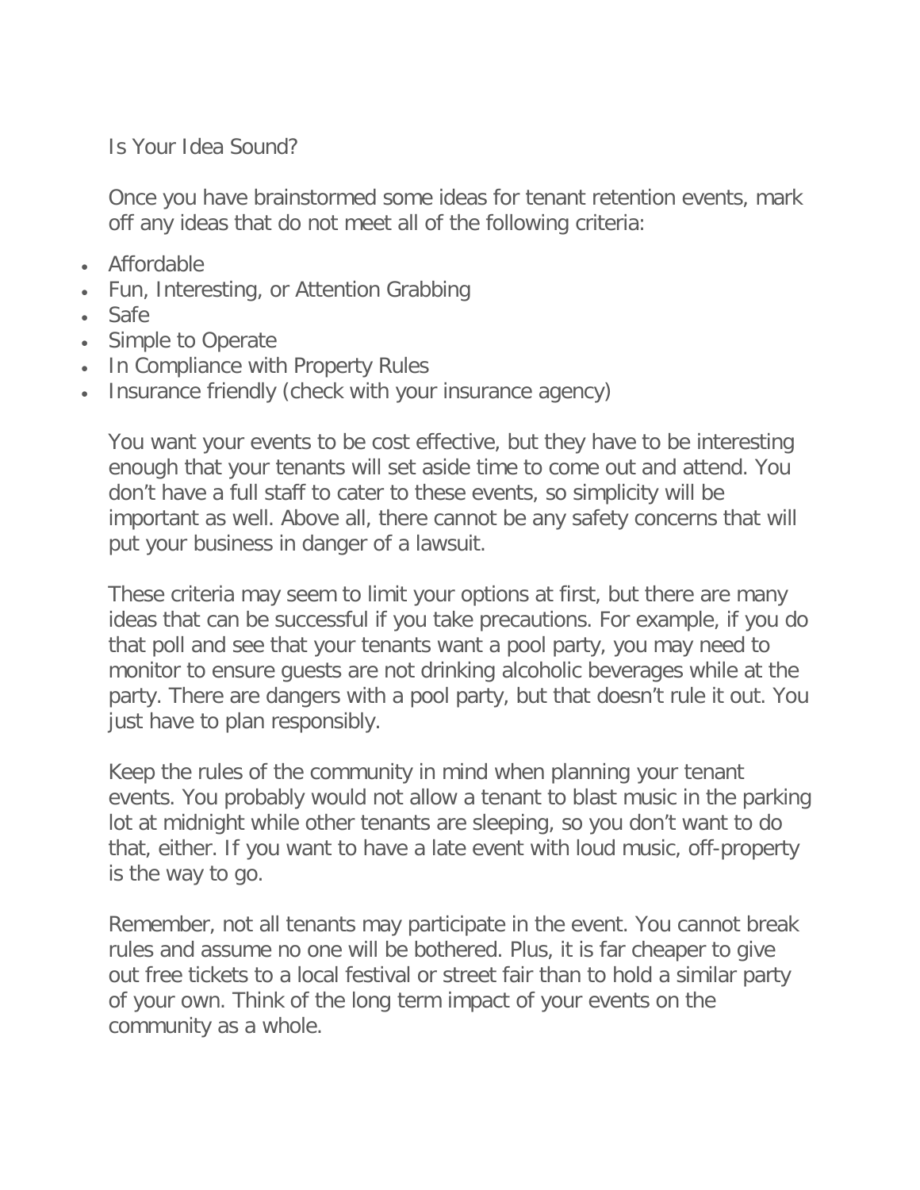## Is Your Idea Sound?

Once you have brainstormed some ideas for tenant retention events, mark off any ideas that do not meet all of the following criteria:

- Affordable
- Fun, Interesting, or Attention Grabbing
- Safe
- Simple to Operate
- In Compliance with Property Rules
- Insurance friendly (check with your insurance agency)

You want your events to be cost effective, but they have to be interesting enough that your tenants will set aside time to come out and attend. You don't have a full staff to cater to these events, so simplicity will be important as well. Above all, there cannot be any safety concerns that will put your business in danger of a lawsuit.

These criteria may seem to limit your options at first, but there are many ideas that can be successful if you take precautions. For example, if you do that poll and see that your tenants want a pool party, you may need to monitor to ensure guests are not drinking alcoholic beverages while at the party. There are dangers with a pool party, but that doesn't rule it out. You just have to plan responsibly.

Keep the rules of the community in mind when planning your tenant events. You probably would not allow a tenant to blast music in the parking lot at midnight while other tenants are sleeping, so you don't want to do that, either. If you want to have a late event with loud music, off-property is the way to go.

Remember, not all tenants may participate in the event. You cannot break rules and assume no one will be bothered. Plus, it is far cheaper to give out free tickets to a local festival or street fair than to hold a similar party of your own. Think of the long term impact of your events on the community as a whole.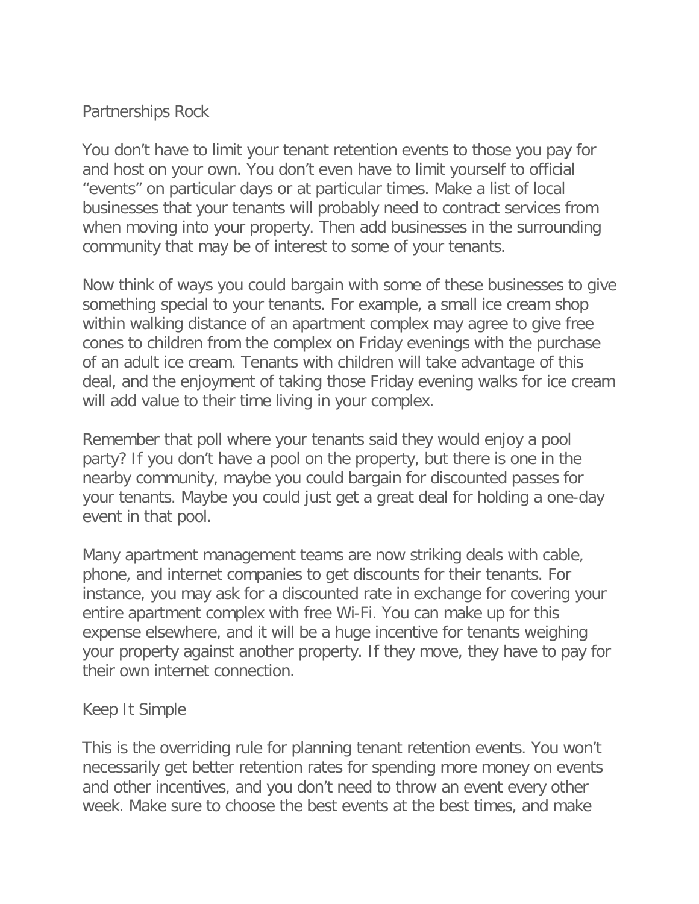## Partnerships Rock

You don’t have to limit your tenant retention events to those you pay for and host on your own. You don’t even have to limit yourself to official “events” on particular days or at particular times. Make a list of local businesses that your tenants will probably need to contract services from when moving into your property. Then add businesses in the surrounding community that may be of interest to some of your tenants.

Now think of ways you could bargain with some of these businesses to give something special to your tenants. For example, a small ice cream shop within walking distance of an apartment complex may agree to give free cones to children from the complex on Friday evenings with the purchase of an adult ice cream. Tenants with children will take advantage of this deal, and the enjoyment of taking those Friday evening walks for ice cream will add value to their time living in your complex.

Remember that poll where your tenants said they would enjoy a pool party? If you don’t have a pool on the property, but there is one in the nearby community, maybe you could bargain for discounted passes for your tenants. Maybe you could just get a great deal for holding a one-day event in that pool.

Many apartment management teams are now striking deals with cable, phone, and internet companies to get discounts for their tenants. For instance, you may ask for a discounted rate in exchange for covering your entire apartment complex with free Wi-Fi. You can make up for this expense elsewhere, and it will be a huge incentive for tenants weighing your property against another property. If they move, they have to pay for their own internet connection.

## Keep It Simple

This is the overriding rule for planning tenant retention events. You won’t necessarily get better retention rates for spending more money on events and other incentives, and you don’t need to throw an event every other week. Make sure to choose the best events at the best times, and make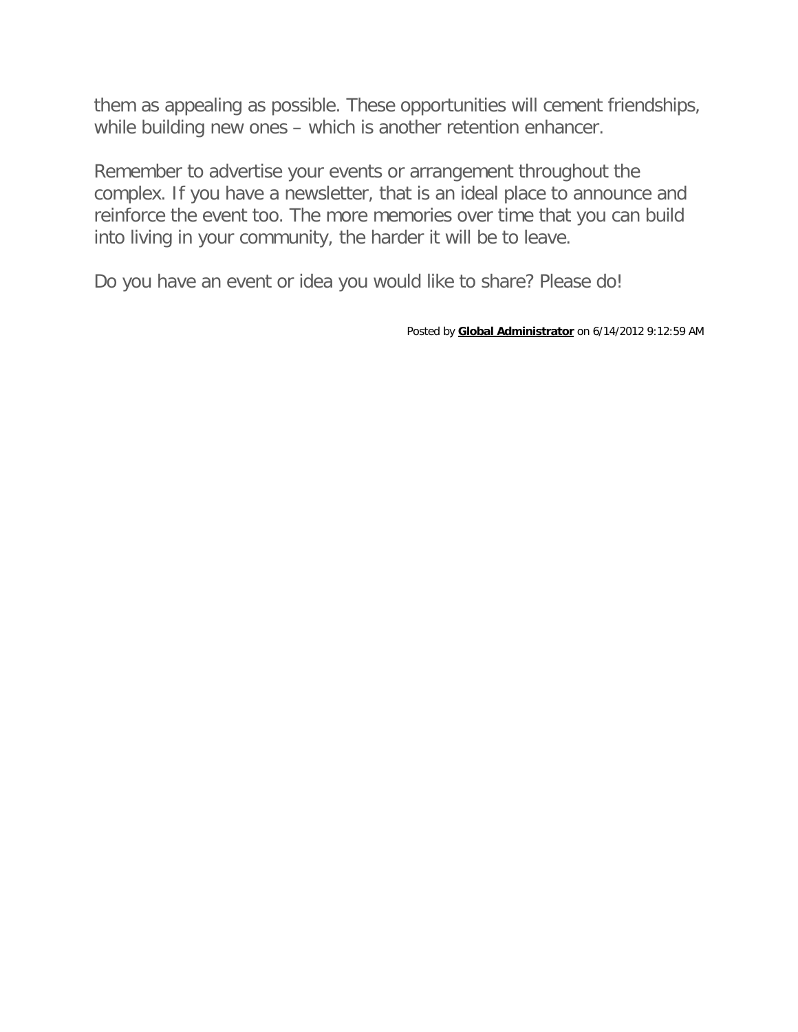them as appealing as possible. These opportunities will cement friendships, while building new ones – which is another retention enhancer.

Remember to advertise your events or arrangement throughout the complex. If you have a newsletter, that is an ideal place to announce and reinforce the event too. The more memories over time that you can build into living in your community, the harder it will be to leave.

Do you have an event or idea you would like to share? Please do!

Posted by **Global Administrator** on 6/14/2012 9:12:59 AM